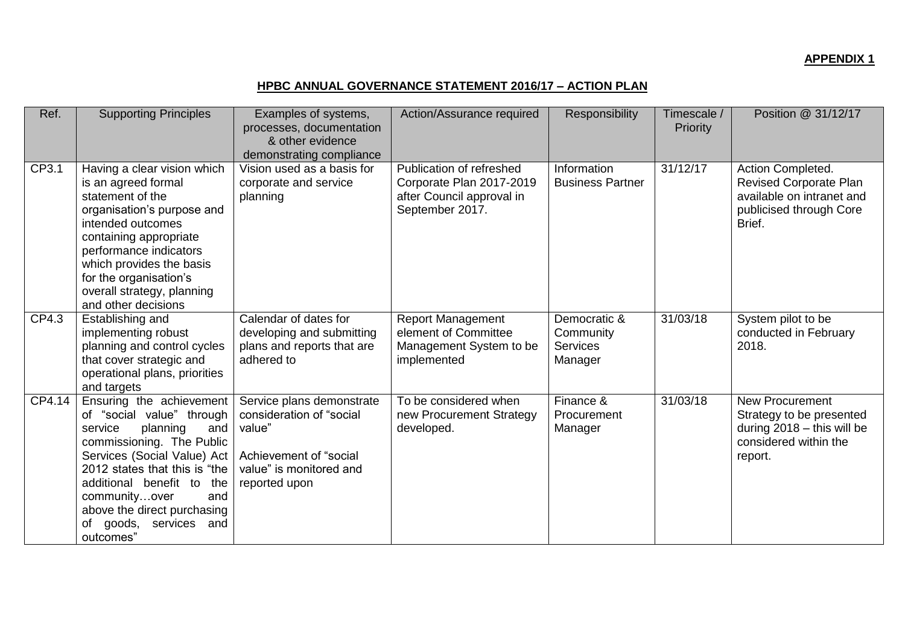**APPENDIX 1**

**HPBC ANNUAL GOVERNANCE STATEMENT 2016/17 – ACTION PLAN**

| Ref. | Supporting Principles | Examples of systems, processes, documentation & other evidence demonstrating compliance | Action/Assurance required | Responsibility | Timescale / Priority | Position @ 31/12/17 |
|---|---|---|---|---|---|---|
| CP3.1 | Having a clear vision which is an agreed formal statement of the organisation's purpose and intended outcomes containing appropriate performance indicators which provides the basis for the organisation's overall strategy, planning and other decisions | Vision used as a basis for corporate and service planning | Publication of refreshed Corporate Plan 2017-2019 after Council approval in September 2017. | Information Business Partner | 31/12/17 | Action Completed. Revised Corporate Plan available on intranet and publicised through Core Brief. |
| CP4.3 | Establishing and implementing robust planning and control cycles that cover strategic and operational plans, priorities and targets | Calendar of dates for developing and submitting plans and reports that are adhered to | Report Management element of Committee Management System to be implemented | Democratic & Community Services Manager | 31/03/18 | System pilot to be conducted in February 2018. |
| CP4.14 | Ensuring the achievement of "social value" through service planning and commissioning. The Public Services (Social Value) Act 2012 states that this is "the additional benefit to the community…over and above the direct purchasing of goods, services and outcomes" | Service plans demonstrate consideration of "social value"<br><br>Achievement of "social value" is monitored and reported upon | To be considered when new Procurement Strategy developed. | Finance & Procurement Manager | 31/03/18 | New Procurement Strategy to be presented during 2018 – this will be considered within the report. |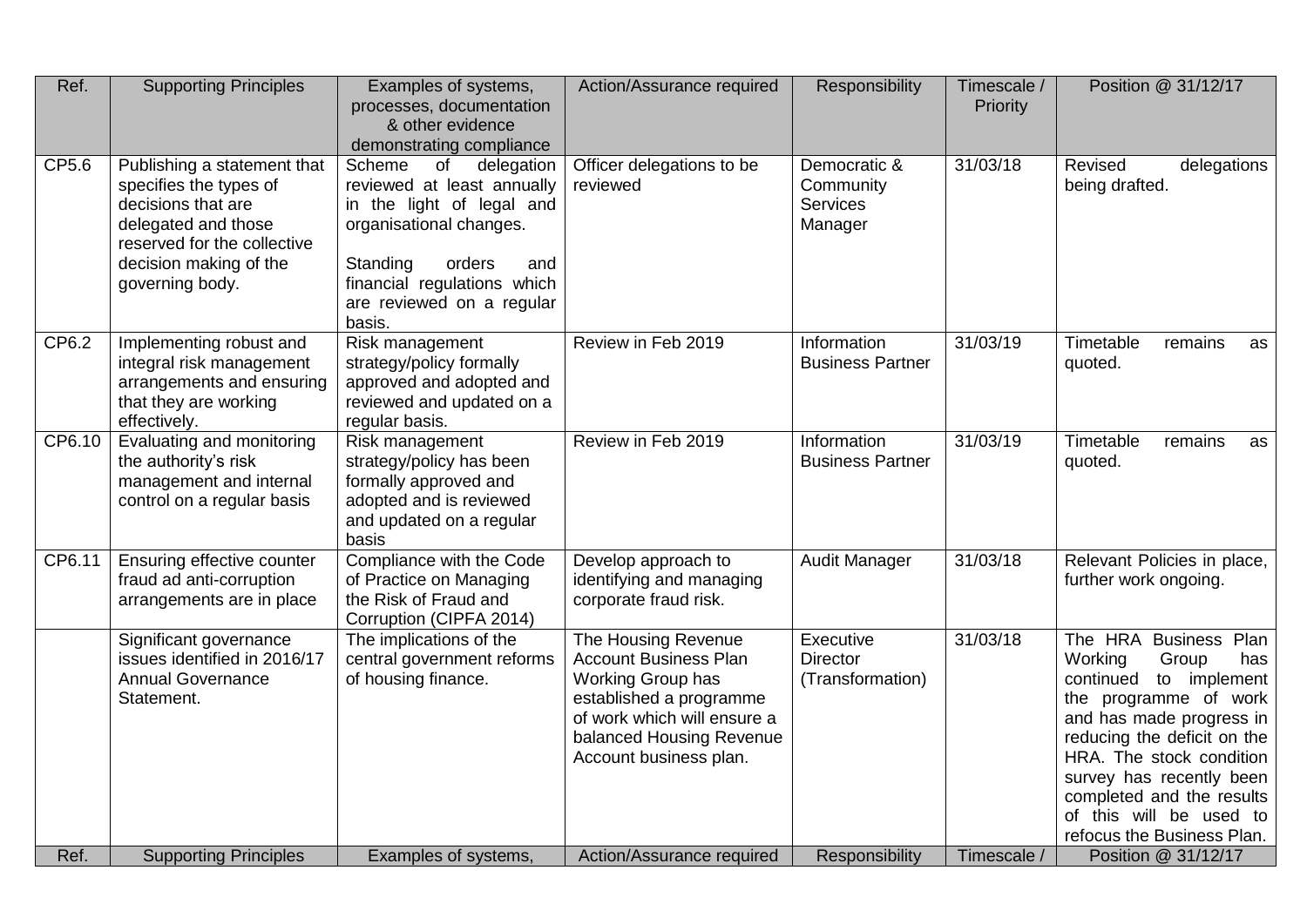| Ref. | Supporting Principles | Examples of systems, processes, documentation & other evidence demonstrating compliance | Action/Assurance required | Responsibility | Timescale / Priority | Position @ 31/12/17 |
|---|---|---|---|---|---|---|
| CP5.6 | Publishing a statement that specifies the types of decisions that are delegated and those reserved for the collective decision making of the governing body. | Scheme of delegation reviewed at least annually in the light of legal and organisational changes.<br><br>Standing orders and financial regulations which are reviewed on a regular basis. | Officer delegations to be reviewed | Democratic & Community Services Manager | 31/03/18 | Revised delegations being drafted. |
| CP6.2 | Implementing robust and integral risk management arrangements and ensuring that they are working effectively. | Risk management strategy/policy formally approved and adopted and reviewed and updated on a regular basis. | Review in Feb 2019 | Information Business Partner | 31/03/19 | Timetable remains as quoted. |
| CP6.10 | Evaluating and monitoring the authority's risk management and internal control on a regular basis | Risk management strategy/policy has been formally approved and adopted and is reviewed and updated on a regular basis | Review in Feb 2019 | Information Business Partner | 31/03/19 | Timetable remains as quoted. |
| CP6.11 | Ensuring effective counter fraud ad anti-corruption arrangements are in place | Compliance with the Code of Practice on Managing the Risk of Fraud and Corruption (CIPFA 2014) | Develop approach to identifying and managing corporate fraud risk. | Audit Manager | 31/03/18 | Relevant Policies in place, further work ongoing. |
| | Significant governance issues identified in 2016/17 Annual Governance Statement. | The implications of the central government reforms of housing finance. | The Housing Revenue Account Business Plan Working Group has established a programme of work which will ensure a balanced Housing Revenue Account business plan. | Executive Director (Transformation) | 31/03/18 | The HRA Business Plan Working Group has continued to implement the programme of work and has made progress in reducing the deficit on the HRA. The stock condition survey has recently been completed and the results of this will be used to refocus the Business Plan. |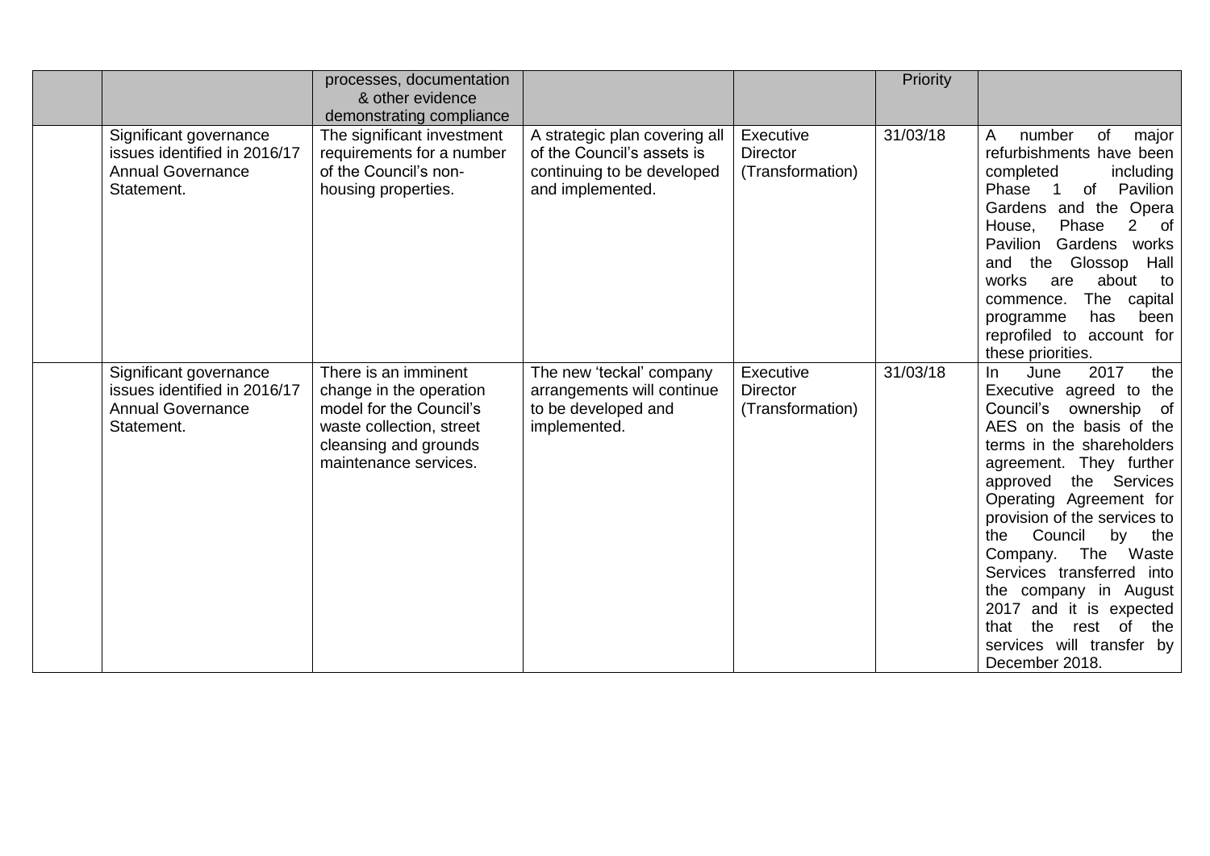| | | processes, documentation & other evidence demonstrating compliance | | | Priority | |
|---|---|---|---|---|---|---|
| | Significant governance issues identified in 2016/17 Annual Governance Statement. | The significant investment requirements for a number of the Council's non-housing properties. | A strategic plan covering all of the Council's assets is continuing to be developed and implemented. | Executive Director (Transformation) | 31/03/18 | A number of major refurbishments have been completed including Phase 1 of Pavilion Gardens and the Opera House, Phase 2 of Pavilion Gardens works and the Glossop Hall works are about to commence. The capital programme has been reprofiled to account for these priorities. |
| | Significant governance issues identified in 2016/17 Annual Governance Statement. | There is an imminent change in the operation model for the Council's waste collection, street cleansing and grounds maintenance services. | The new 'teckal' company arrangements will continue to be developed and implemented. | Executive Director (Transformation) | 31/03/18 | In June 2017 the Executive agreed to the Council's ownership of AES on the basis of the terms in the shareholders agreement. They further approved the Services Operating Agreement for provision of the services to the Council by the Company. The Waste Services transferred into the company in August 2017 and it is expected that the rest of the services will transfer by December 2018. |